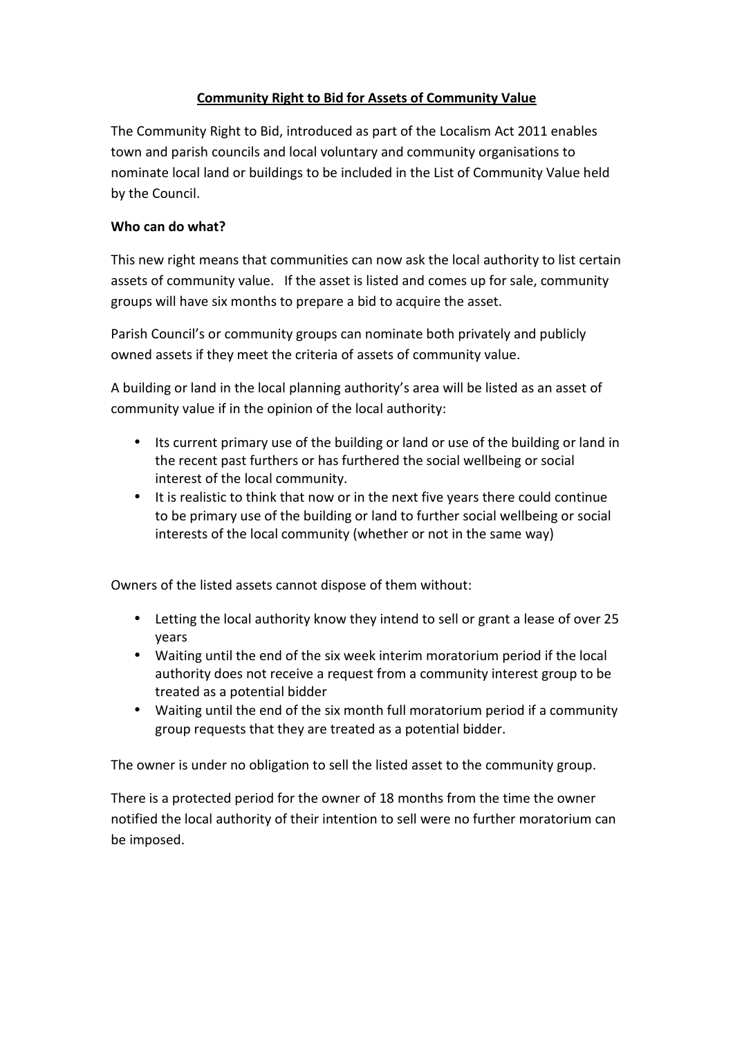# Community Right to Bid for Assets of Community Value

The Community Right to Bid, introduced as part of the Localism Act 2011 enables town and parish councils and local voluntary and community organisations to nominate local land or buildings to be included in the List of Community Value held by the Council.

**Who can do what?**

This new right means that communities can now ask the local authority to list certain assets of community value. If the asset is listed and comes up for sale, community groups will have six months to prepare a bid to acquire the asset.

Parish Council's or community groups can nominate both privately and publicly owned assets if they meet the criteria of assets of community value.

A building or land in the local planning authority's area will be listed as an asset of community value if in the opinion of the local authority:

- Its current primary use of the building or land or use of the building or land in the recent past furthers or has furthered the social wellbeing or social interest of the local community.
- It is realistic to think that now or in the next five years there could continue to be primary use of the building or land to further social wellbeing or social interests of the local community (whether or not in the same way)

Owners of the listed assets cannot dispose of them without:

- Letting the local authority know they intend to sell or grant a lease of over 25 years
- Waiting until the end of the six week interim moratorium period if the local authority does not receive a request from a community interest group to be treated as a potential bidder
- Waiting until the end of the six month full moratorium period if a community group requests that they are treated as a potential bidder.

The owner is under no obligation to sell the listed asset to the community group.

There is a protected period for the owner of 18 months from the time the owner notified the local authority of their intention to sell were no further moratorium can be imposed.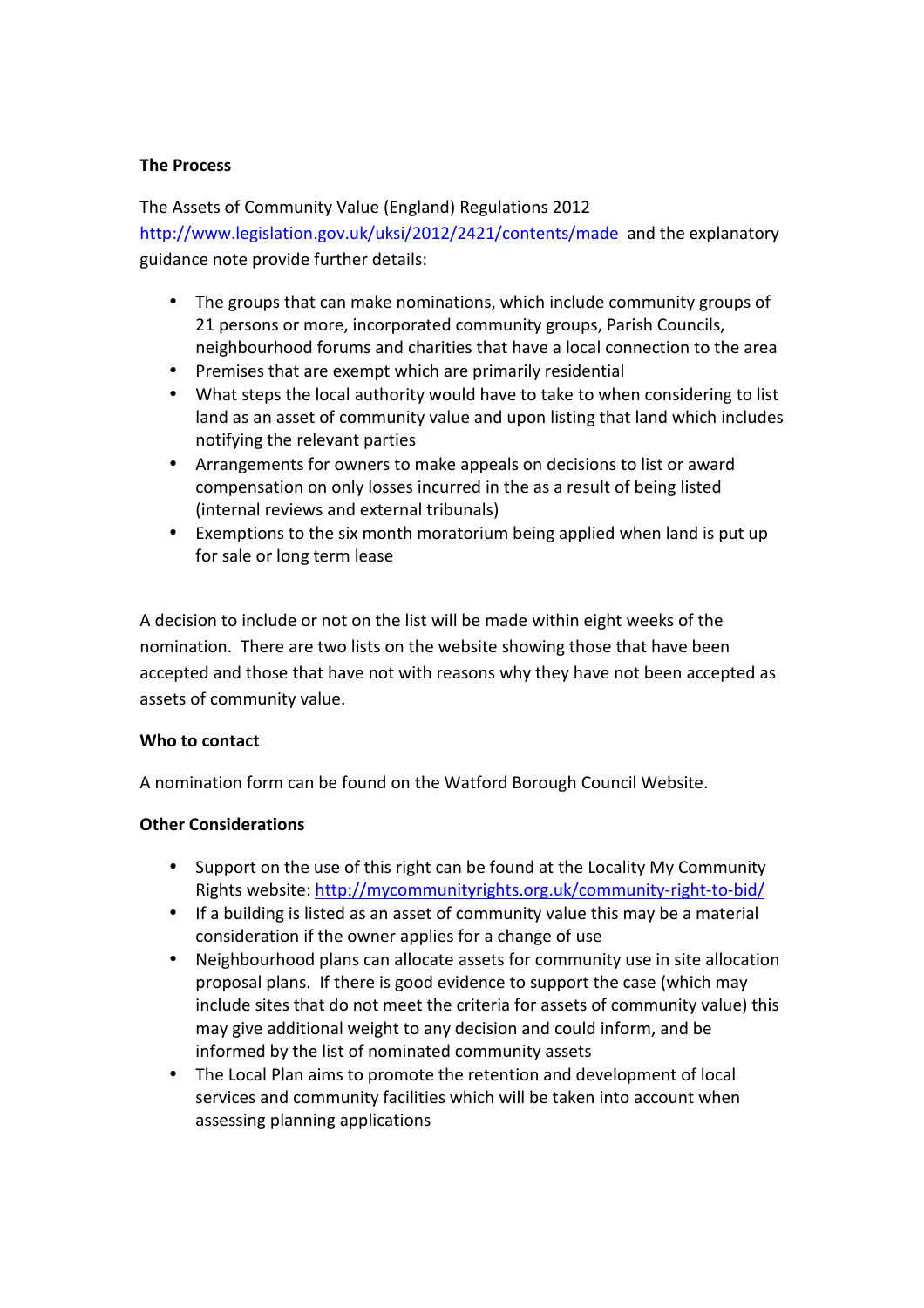**The Process**

The Assets of Community Value (England) Regulations 2012 http://www.legislation.gov.uk/uksi/2012/2421/contents/made and the explanatory guidance note provide further details:

- The groups that can make nominations, which include community groups of 21 persons or more, incorporated community groups, Parish Councils, neighbourhood forums and charities that have a local connection to the area
- Premises that are exempt which are primarily residential
- What steps the local authority would have to take to when considering to list land as an asset of community value and upon listing that land which includes notifying the relevant parties
- Arrangements for owners to make appeals on decisions to list or award compensation on only losses incurred in the as a result of being listed (internal reviews and external tribunals)
- Exemptions to the six month moratorium being applied when land is put up for sale or long term lease

A decision to include or not on the list will be made within eight weeks of the nomination. There are two lists on the website showing those that have been accepted and those that have not with reasons why they have not been accepted as assets of community value.

**Who to contact**

A nomination form can be found on the Watford Borough Council Website.

**Other Considerations**

- Support on the use of this right can be found at the Locality My Community Rights website: http://mycommunityrights.org.uk/community-right-to-bid/
- If a building is listed as an asset of community value this may be a material consideration if the owner applies for a change of use
- Neighbourhood plans can allocate assets for community use in site allocation proposal plans. If there is good evidence to support the case (which may include sites that do not meet the criteria for assets of community value) this may give additional weight to any decision and could inform, and be informed by the list of nominated community assets
- The Local Plan aims to promote the retention and development of local services and community facilities which will be taken into account when assessing planning applications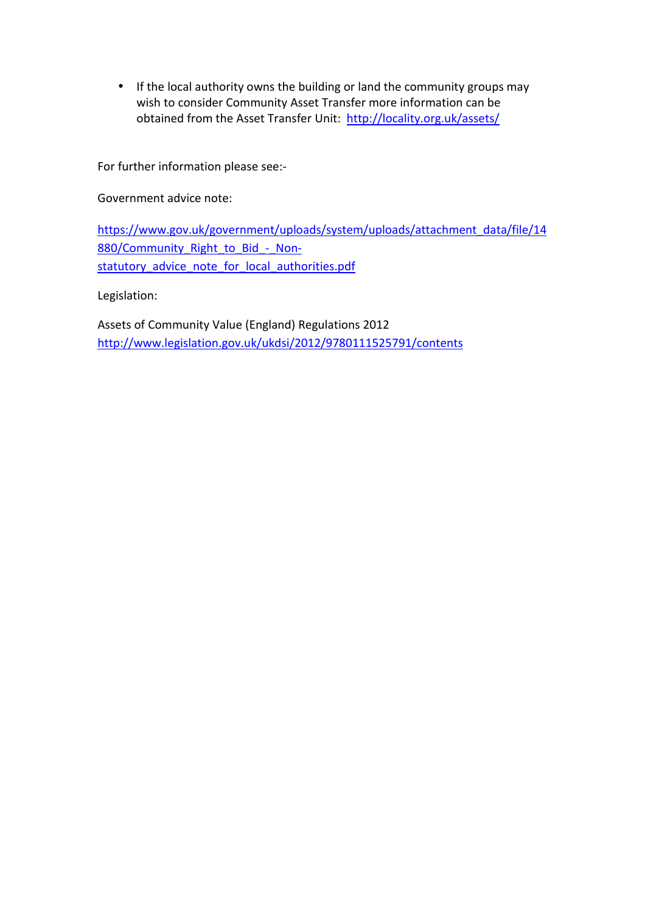- If the local authority owns the building or land the community groups may wish to consider Community Asset Transfer more information can be obtained from the Asset Transfer Unit: http://locality.org.uk/assets/

For further information please see:-

Government advice note:

https://www.gov.uk/government/uploads/system/uploads/attachment_data/file/14880/Community_Right_to_Bid_-_Non-statutory_advice_note_for_local_authorities.pdf

Legislation:

Assets of Community Value (England) Regulations 2012
http://www.legislation.gov.uk/ukdsi/2012/9780111525791/contents